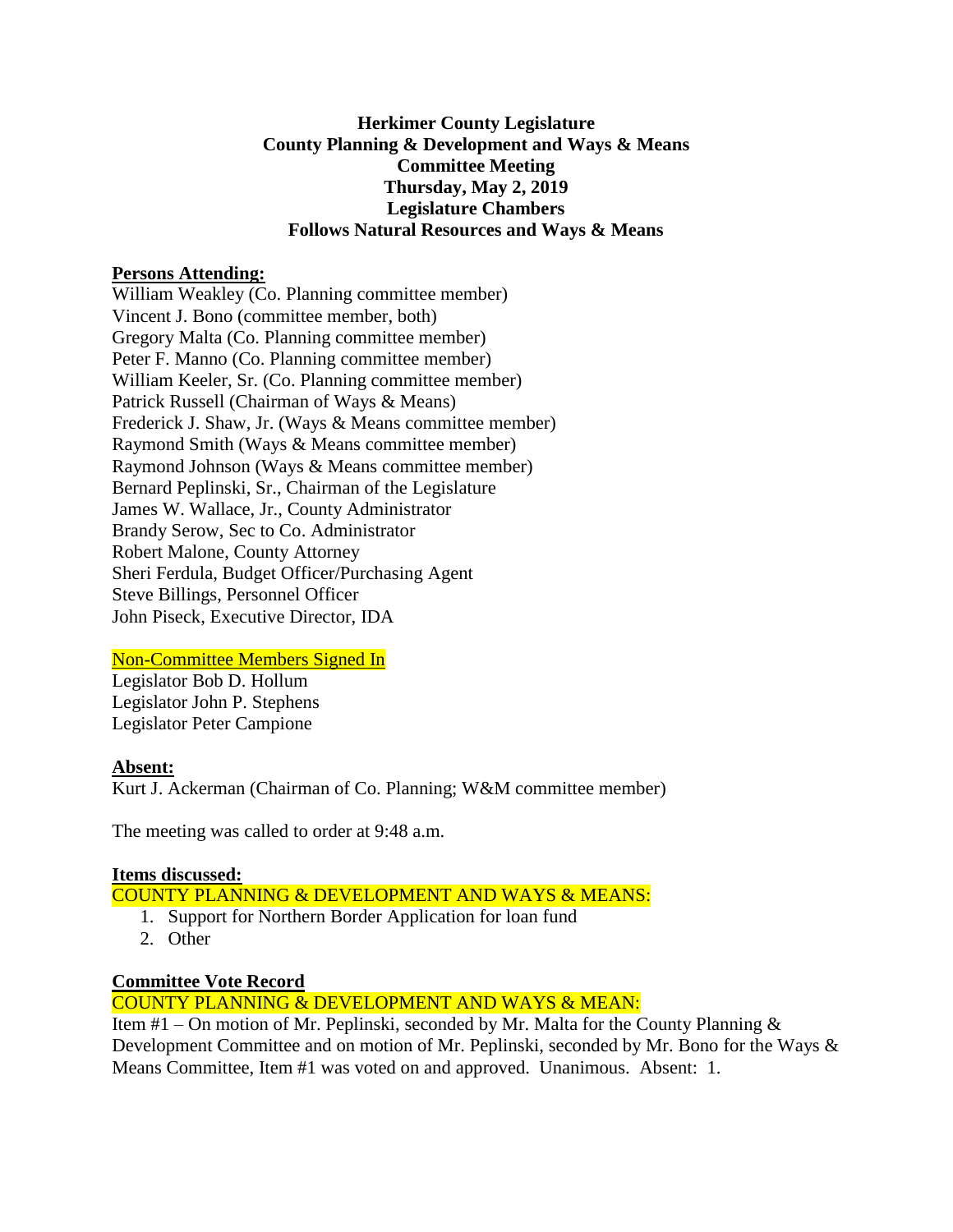**Herkimer County Legislature**
**County Planning & Development and Ways & Means**
**Committee Meeting**
**Thursday, May 2, 2019**
**Legislature Chambers**
**Follows Natural Resources and Ways & Means**

**Persons Attending:**

William Weakley (Co. Planning committee member)
Vincent J. Bono (committee member, both)
Gregory Malta (Co. Planning committee member)
Peter F. Manno (Co. Planning committee member)
William Keeler, Sr. (Co. Planning committee member)
Patrick Russell (Chairman of Ways & Means)
Frederick J. Shaw, Jr. (Ways & Means committee member)
Raymond Smith (Ways & Means committee member)
Raymond Johnson (Ways & Means committee member)
Bernard Peplinski, Sr., Chairman of the Legislature
James W. Wallace, Jr., County Administrator
Brandy Serow, Sec to Co. Administrator
Robert Malone, County Attorney
Sheri Ferdula, Budget Officer/Purchasing Agent
Steve Billings, Personnel Officer
John Piseck, Executive Director, IDA

Non-Committee Members Signed In

Legislator Bob D. Hollum
Legislator John P. Stephens
Legislator Peter Campione

**Absent:**

Kurt J. Ackerman (Chairman of Co. Planning; W&M committee member)

The meeting was called to order at 9:48 a.m.

**Items discussed:**

COUNTY PLANNING & DEVELOPMENT AND WAYS & MEANS:

1. Support for Northern Border Application for loan fund
2. Other

**Committee Vote Record**

COUNTY PLANNING & DEVELOPMENT AND WAYS & MEAN:

Item #1 – On motion of Mr. Peplinski, seconded by Mr. Malta for the County Planning & Development Committee and on motion of Mr. Peplinski, seconded by Mr. Bono for the Ways & Means Committee, Item #1 was voted on and approved. Unanimous. Absent: 1.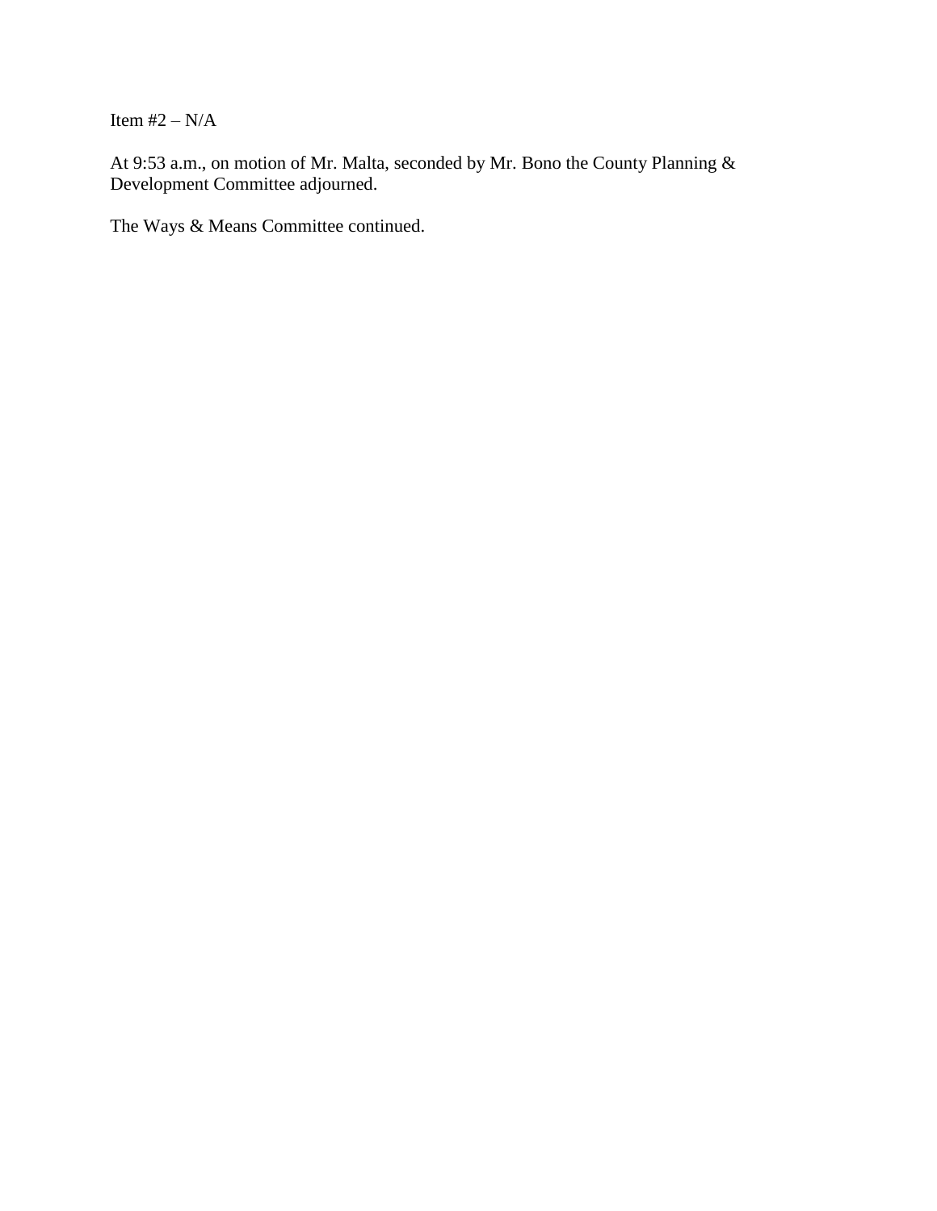Item #2 – N/A

At 9:53 a.m., on motion of Mr. Malta, seconded by Mr. Bono the County Planning & Development Committee adjourned.

The Ways & Means Committee continued.